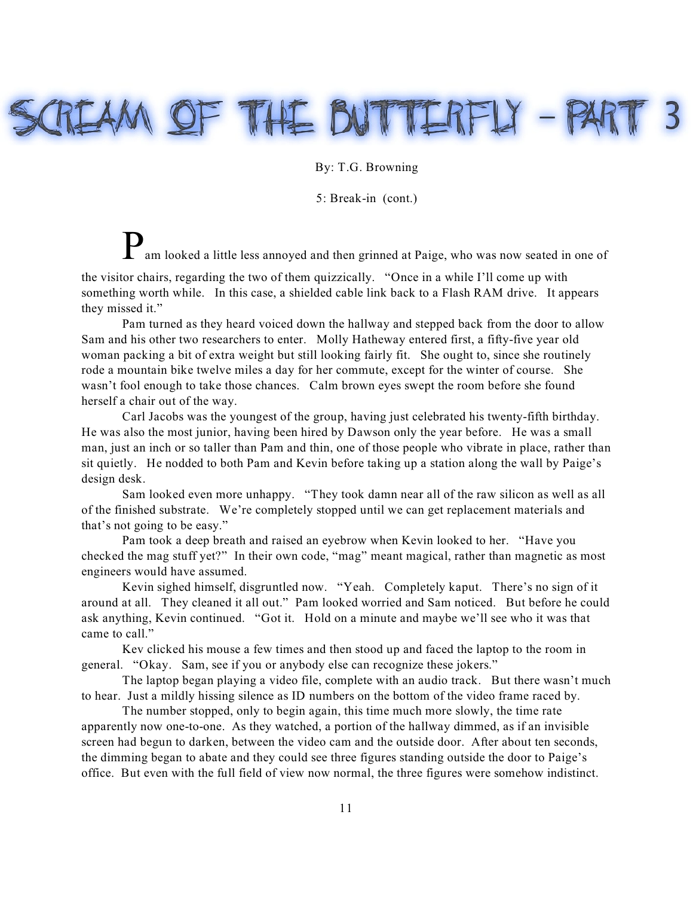# Scream of the Butterfly - Part 3

By: T.G. Browning

5: Break-in (cont.)

Pam looked a little less annoyed and then grinned at Paige, who was now seated in one of the visitor chairs, regarding the two of them quizzically. "Once in a while I'll come up with something worth while. In this case, a shielded cable link back to a Flash RAM drive. It appears they missed it."

Pam turned as they heard voiced down the hallway and stepped back from the door to allow Sam and his other two researchers to enter. Molly Hatheway entered first, a fifty-five year old woman packing a bit of extra weight but still looking fairly fit. She ought to, since she routinely rode a mountain bike twelve miles a day for her commute, except for the winter of course. She wasn't fool enough to take those chances. Calm brown eyes swept the room before she found herself a chair out of the way.

Carl Jacobs was the youngest of the group, having just celebrated his twenty-fifth birthday. He was also the most junior, having been hired by Dawson only the year before. He was a small man, just an inch or so taller than Pam and thin, one of those people who vibrate in place, rather than sit quietly. He nodded to both Pam and Kevin before taking up a station along the wall by Paige's design desk.

Sam looked even more unhappy. "They took damn near all of the raw silicon as well as all of the finished substrate. We're completely stopped until we can get replacement materials and that's not going to be easy."

Pam took a deep breath and raised an eyebrow when Kevin looked to her. "Have you checked the mag stuff yet?" In their own code, "mag" meant magical, rather than magnetic as most engineers would have assumed.

Kevin sighed himself, disgruntled now. "Yeah. Completely kaput. There's no sign of it around at all. They cleaned it all out." Pam looked worried and Sam noticed. But before he could ask anything, Kevin continued. "Got it. Hold on a minute and maybe we'll see who it was that came to call."

Kev clicked his mouse a few times and then stood up and faced the laptop to the room in general. "Okay. Sam, see if you or anybody else can recognize these jokers."

The laptop began playing a video file, complete with an audio track. But there wasn't much to hear. Just a mildly hissing silence as ID numbers on the bottom of the video frame raced by.

The number stopped, only to begin again, this time much more slowly, the time rate apparently now one-to-one. As they watched, a portion of the hallway dimmed, as if an invisible screen had begun to darken, between the video cam and the outside door. After about ten seconds, the dimming began to abate and they could see three figures standing outside the door to Paige's office. But even with the full field of view now normal, the three figures were somehow indistinct.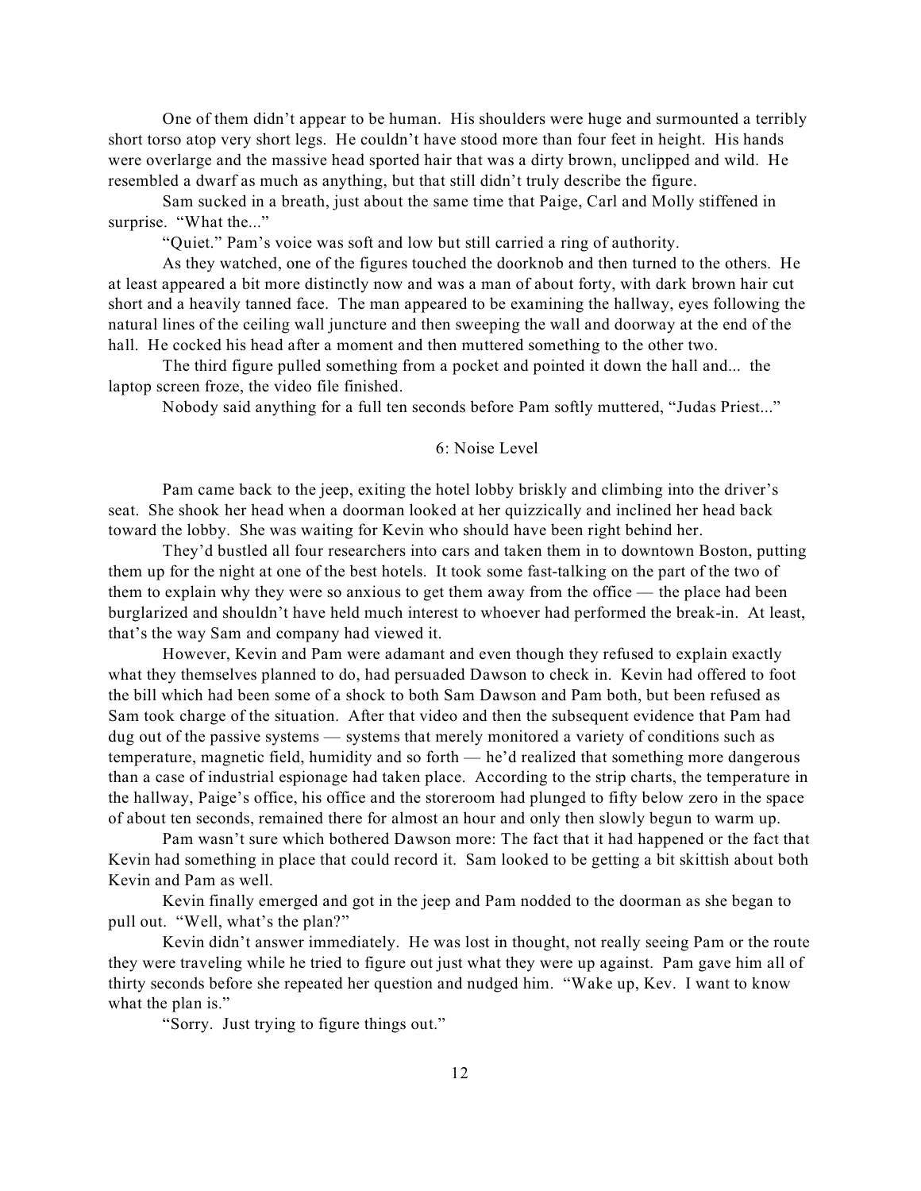One of them didn't appear to be human. His shoulders were huge and surmounted a terribly short torso atop very short legs. He couldn't have stood more than four feet in height. His hands were overlarge and the massive head sported hair that was a dirty brown, unclipped and wild. He resembled a dwarf as much as anything, but that still didn't truly describe the figure.

Sam sucked in a breath, just about the same time that Paige, Carl and Molly stiffened in surprise. "What the..."

"Quiet." Pam's voice was soft and low but still carried a ring of authority.

As they watched, one of the figures touched the doorknob and then turned to the others. He at least appeared a bit more distinctly now and was a man of about forty, with dark brown hair cut short and a heavily tanned face. The man appeared to be examining the hallway, eyes following the natural lines of the ceiling wall juncture and then sweeping the wall and doorway at the end of the hall. He cocked his head after a moment and then muttered something to the other two.

The third figure pulled something from a pocket and pointed it down the hall and... the laptop screen froze, the video file finished.

Nobody said anything for a full ten seconds before Pam softly muttered, "Judas Priest..."

## 6: Noise Level

Pam came back to the jeep, exiting the hotel lobby briskly and climbing into the driver's seat. She shook her head when a doorman looked at her quizzically and inclined her head back toward the lobby. She was waiting for Kevin who should have been right behind her.

They'd bustled all four researchers into cars and taken them in to downtown Boston, putting them up for the night at one of the best hotels. It took some fast-talking on the part of the two of them to explain why they were so anxious to get them away from the office — the place had been burglarized and shouldn't have held much interest to whoever had performed the break-in. At least, that's the way Sam and company had viewed it.

However, Kevin and Pam were adamant and even though they refused to explain exactly what they themselves planned to do, had persuaded Dawson to check in. Kevin had offered to foot the bill which had been some of a shock to both Sam Dawson and Pam both, but been refused as Sam took charge of the situation. After that video and then the subsequent evidence that Pam had dug out of the passive systems — systems that merely monitored a variety of conditions such as temperature, magnetic field, humidity and so forth — he'd realized that something more dangerous than a case of industrial espionage had taken place. According to the strip charts, the temperature in the hallway, Paige's office, his office and the storeroom had plunged to fifty below zero in the space of about ten seconds, remained there for almost an hour and only then slowly begun to warm up.

Pam wasn't sure which bothered Dawson more: The fact that it had happened or the fact that Kevin had something in place that could record it. Sam looked to be getting a bit skittish about both Kevin and Pam as well.

Kevin finally emerged and got in the jeep and Pam nodded to the doorman as she began to pull out. "Well, what's the plan?"

Kevin didn't answer immediately. He was lost in thought, not really seeing Pam or the route they were traveling while he tried to figure out just what they were up against. Pam gave him all of thirty seconds before she repeated her question and nudged him. "Wake up, Kev. I want to know what the plan is."

"Sorry. Just trying to figure things out."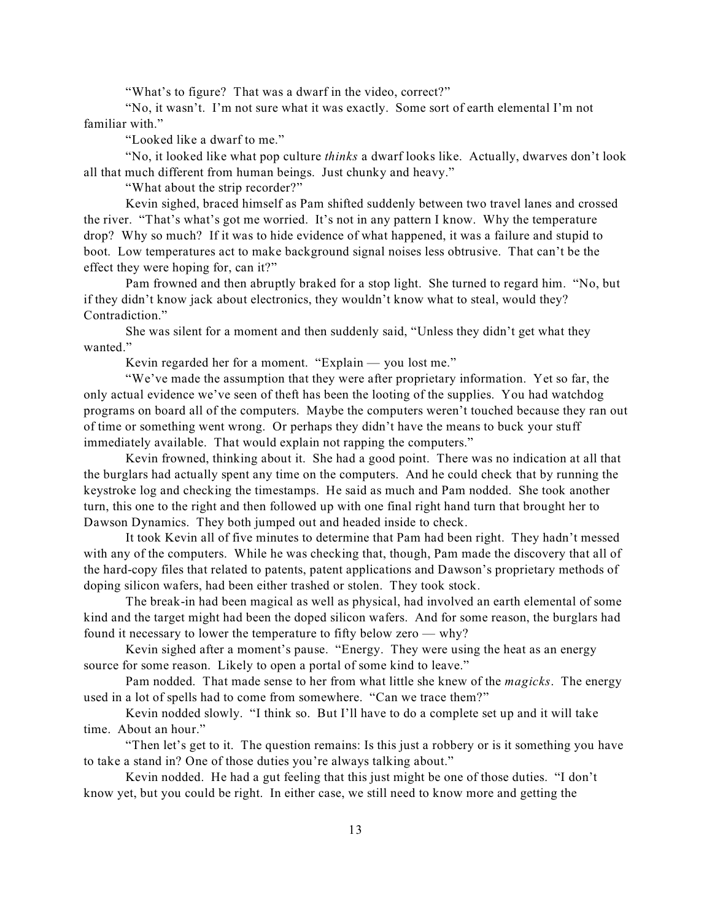"What's to figure? That was a dwarf in the video, correct?"

"No, it wasn't. I'm not sure what it was exactly. Some sort of earth elemental I'm not familiar with."

"Looked like a dwarf to me."

"No, it looked like what pop culture *thinks* a dwarf looks like. Actually, dwarves don't look all that much different from human beings. Just chunky and heavy."

"What about the strip recorder?"

Kevin sighed, braced himself as Pam shifted suddenly between two travel lanes and crossed the river. "That's what's got me worried. It's not in any pattern I know. Why the temperature drop? Why so much? If it was to hide evidence of what happened, it was a failure and stupid to boot. Low temperatures act to make background signal noises less obtrusive. That can't be the effect they were hoping for, can it?"

Pam frowned and then abruptly braked for a stop light. She turned to regard him. "No, but if they didn't know jack about electronics, they wouldn't know what to steal, would they? Contradiction."

She was silent for a moment and then suddenly said, "Unless they didn't get what they wanted."

Kevin regarded her for a moment. "Explain — you lost me."

"We've made the assumption that they were after proprietary information. Yet so far, the only actual evidence we've seen of theft has been the looting of the supplies. You had watchdog programs on board all of the computers. Maybe the computers weren't touched because they ran out of time or something went wrong. Or perhaps they didn't have the means to buck your stuff immediately available. That would explain not rapping the computers."

Kevin frowned, thinking about it. She had a good point. There was no indication at all that the burglars had actually spent any time on the computers. And he could check that by running the keystroke log and checking the timestamps. He said as much and Pam nodded. She took another turn, this one to the right and then followed up with one final right hand turn that brought her to Dawson Dynamics. They both jumped out and headed inside to check.

It took Kevin all of five minutes to determine that Pam had been right. They hadn't messed with any of the computers. While he was checking that, though, Pam made the discovery that all of the hard-copy files that related to patents, patent applications and Dawson's proprietary methods of doping silicon wafers, had been either trashed or stolen. They took stock.

The break-in had been magical as well as physical, had involved an earth elemental of some kind and the target might had been the doped silicon wafers. And for some reason, the burglars had found it necessary to lower the temperature to fifty below zero — why?

Kevin sighed after a moment's pause. "Energy. They were using the heat as an energy source for some reason. Likely to open a portal of some kind to leave."

Pam nodded. That made sense to her from what little she knew of the *magicks*. The energy used in a lot of spells had to come from somewhere. "Can we trace them?"

Kevin nodded slowly. "I think so. But I'll have to do a complete set up and it will take time. About an hour."

"Then let's get to it. The question remains: Is this just a robbery or is it something you have to take a stand in? One of those duties you're always talking about."

Kevin nodded. He had a gut feeling that this just might be one of those duties. "I don't know yet, but you could be right. In either case, we still need to know more and getting the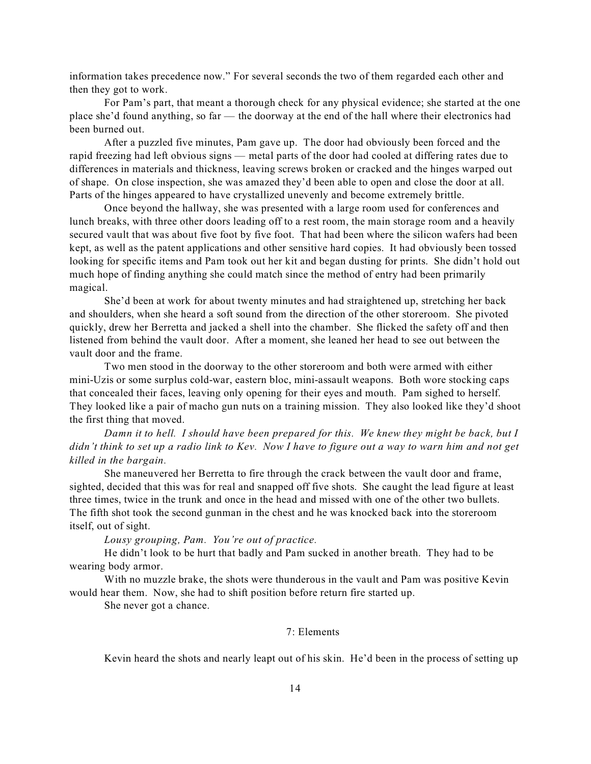information takes precedence now." For several seconds the two of them regarded each other and then they got to work.

For Pam's part, that meant a thorough check for any physical evidence; she started at the one place she'd found anything, so far — the doorway at the end of the hall where their electronics had been burned out.

After a puzzled five minutes, Pam gave up. The door had obviously been forced and the rapid freezing had left obvious signs — metal parts of the door had cooled at differing rates due to differences in materials and thickness, leaving screws broken or cracked and the hinges warped out of shape. On close inspection, she was amazed they'd been able to open and close the door at all. Parts of the hinges appeared to have crystallized unevenly and become extremely brittle.

Once beyond the hallway, she was presented with a large room used for conferences and lunch breaks, with three other doors leading off to a rest room, the main storage room and a heavily secured vault that was about five foot by five foot. That had been where the silicon wafers had been kept, as well as the patent applications and other sensitive hard copies. It had obviously been tossed looking for specific items and Pam took out her kit and began dusting for prints. She didn't hold out much hope of finding anything she could match since the method of entry had been primarily magical.

She'd been at work for about twenty minutes and had straightened up, stretching her back and shoulders, when she heard a soft sound from the direction of the other storeroom. She pivoted quickly, drew her Berretta and jacked a shell into the chamber. She flicked the safety off and then listened from behind the vault door. After a moment, she leaned her head to see out between the vault door and the frame.

Two men stood in the doorway to the other storeroom and both were armed with either mini-Uzis or some surplus cold-war, eastern bloc, mini-assault weapons. Both wore stocking caps that concealed their faces, leaving only opening for their eyes and mouth. Pam sighed to herself. They looked like a pair of macho gun nuts on a training mission. They also looked like they'd shoot the first thing that moved.

*Damn it to hell. I should have been prepared for this. We knew they might be back, but I didn't think to set up a radio link to Kev. Now I have to figure out a way to warn him and not get killed in the bargain.*

She maneuvered her Berretta to fire through the crack between the vault door and frame, sighted, decided that this was for real and snapped off five shots. She caught the lead figure at least three times, twice in the trunk and once in the head and missed with one of the other two bullets. The fifth shot took the second gunman in the chest and he was knocked back into the storeroom itself, out of sight.

*Lousy grouping, Pam. You're out of practice.*

He didn't look to be hurt that badly and Pam sucked in another breath. They had to be wearing body armor.

With no muzzle brake, the shots were thunderous in the vault and Pam was positive Kevin would hear them. Now, she had to shift position before return fire started up.

She never got a chance.

## 7: Elements

Kevin heard the shots and nearly leapt out of his skin. He'd been in the process of setting up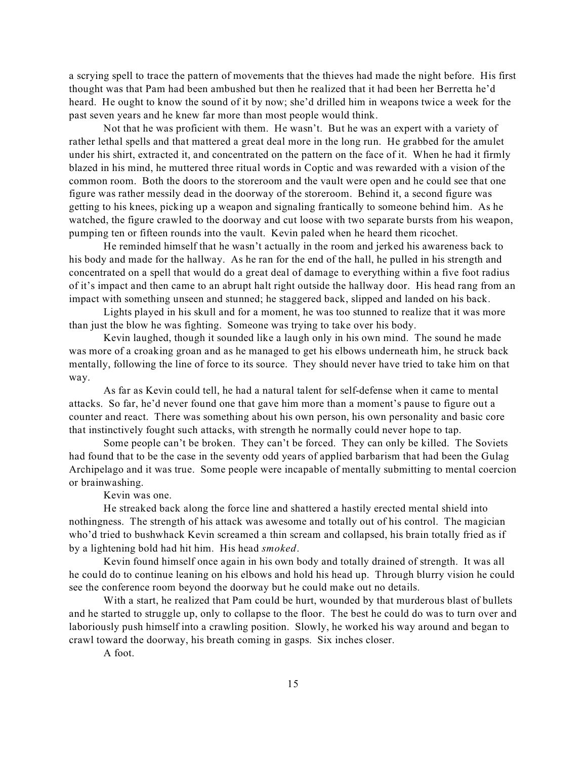a scrying spell to trace the pattern of movements that the thieves had made the night before. His first thought was that Pam had been ambushed but then he realized that it had been her Berretta he'd heard. He ought to know the sound of it by now; she'd drilled him in weapons twice a week for the past seven years and he knew far more than most people would think.

Not that he was proficient with them. He wasn't. But he was an expert with a variety of rather lethal spells and that mattered a great deal more in the long run. He grabbed for the amulet under his shirt, extracted it, and concentrated on the pattern on the face of it. When he had it firmly blazed in his mind, he muttered three ritual words in Coptic and was rewarded with a vision of the common room. Both the doors to the storeroom and the vault were open and he could see that one figure was rather messily dead in the doorway of the storeroom. Behind it, a second figure was getting to his knees, picking up a weapon and signaling frantically to someone behind him. As he watched, the figure crawled to the doorway and cut loose with two separate bursts from his weapon, pumping ten or fifteen rounds into the vault. Kevin paled when he heard them ricochet.

He reminded himself that he wasn't actually in the room and jerked his awareness back to his body and made for the hallway. As he ran for the end of the hall, he pulled in his strength and concentrated on a spell that would do a great deal of damage to everything within a five foot radius of it's impact and then came to an abrupt halt right outside the hallway door. His head rang from an impact with something unseen and stunned; he staggered back, slipped and landed on his back.

Lights played in his skull and for a moment, he was too stunned to realize that it was more than just the blow he was fighting. Someone was trying to take over his body.

Kevin laughed, though it sounded like a laugh only in his own mind. The sound he made was more of a croaking groan and as he managed to get his elbows underneath him, he struck back mentally, following the line of force to its source. They should never have tried to take him on that way.

As far as Kevin could tell, he had a natural talent for self-defense when it came to mental attacks. So far, he'd never found one that gave him more than a moment's pause to figure out a counter and react. There was something about his own person, his own personality and basic core that instinctively fought such attacks, with strength he normally could never hope to tap.

Some people can't be broken. They can't be forced. They can only be killed. The Soviets had found that to be the case in the seventy odd years of applied barbarism that had been the Gulag Archipelago and it was true. Some people were incapable of mentally submitting to mental coercion or brainwashing.

Kevin was one.

He streaked back along the force line and shattered a hastily erected mental shield into nothingness. The strength of his attack was awesome and totally out of his control. The magician who'd tried to bushwhack Kevin screamed a thin scream and collapsed, his brain totally fried as if by a lightening bold had hit him. His head *smoked*.

Kevin found himself once again in his own body and totally drained of strength. It was all he could do to continue leaning on his elbows and hold his head up. Through blurry vision he could see the conference room beyond the doorway but he could make out no details.

With a start, he realized that Pam could be hurt, wounded by that murderous blast of bullets and he started to struggle up, only to collapse to the floor. The best he could do was to turn over and laboriously push himself into a crawling position. Slowly, he worked his way around and began to crawl toward the doorway, his breath coming in gasps. Six inches closer.

A foot.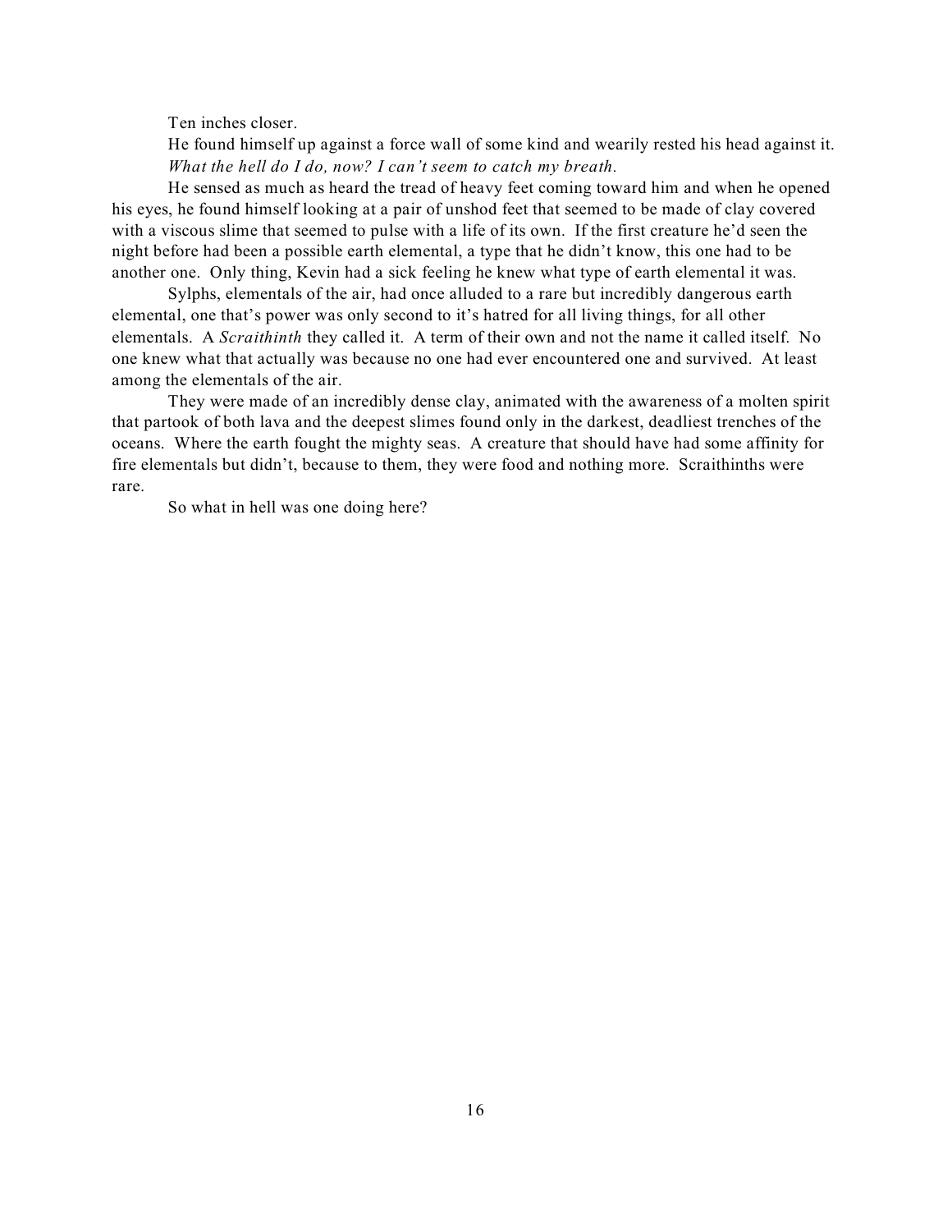Ten inches closer.

He found himself up against a force wall of some kind and wearily rested his head against it. *What the hell do I do, now? I can't seem to catch my breath.*

He sensed as much as heard the tread of heavy feet coming toward him and when he opened his eyes, he found himself looking at a pair of unshod feet that seemed to be made of clay covered with a viscous slime that seemed to pulse with a life of its own. If the first creature he'd seen the night before had been a possible earth elemental, a type that he didn't know, this one had to be another one. Only thing, Kevin had a sick feeling he knew what type of earth elemental it was.

Sylphs, elementals of the air, had once alluded to a rare but incredibly dangerous earth elemental, one that's power was only second to it's hatred for all living things, for all other elementals. A *Scraithinth* they called it. A term of their own and not the name it called itself. No one knew what that actually was because no one had ever encountered one and survived. At least among the elementals of the air.

They were made of an incredibly dense clay, animated with the awareness of a molten spirit that partook of both lava and the deepest slimes found only in the darkest, deadliest trenches of the oceans. Where the earth fought the mighty seas. A creature that should have had some affinity for fire elementals but didn't, because to them, they were food and nothing more. Scraithinths were rare.

So what in hell was one doing here?